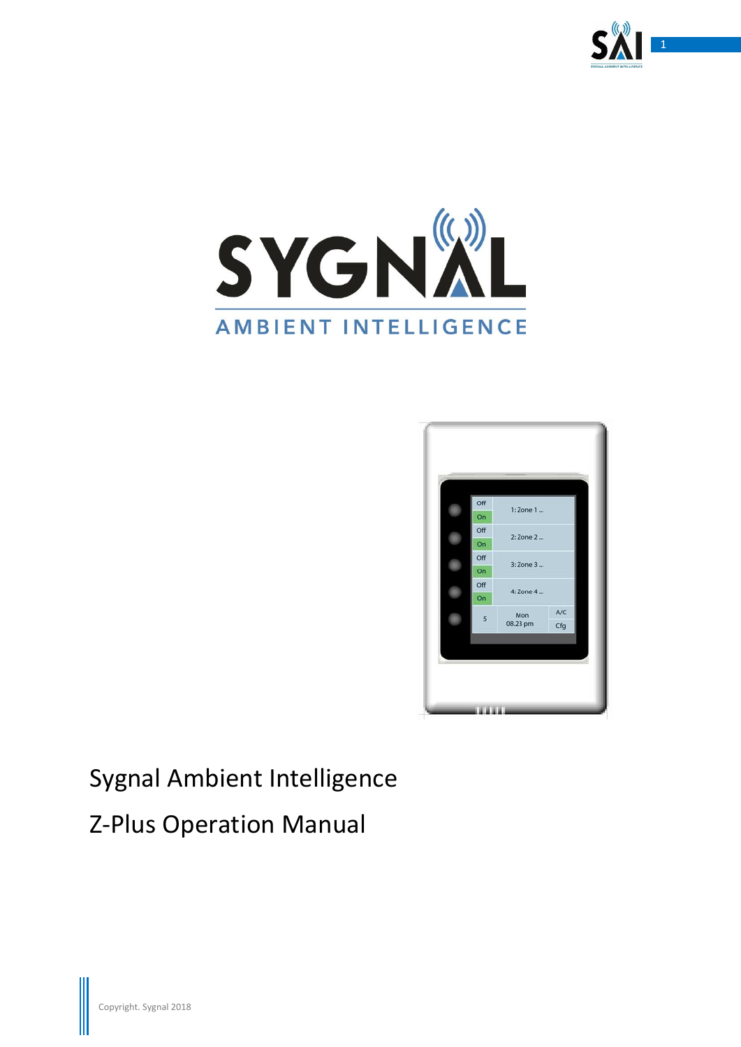SYGNAL

AMBIENT INTELLIGENCE

# Sygnal Ambient Intelligence

# Z-Plus Operation Manual

Copyright. Sygnal 2018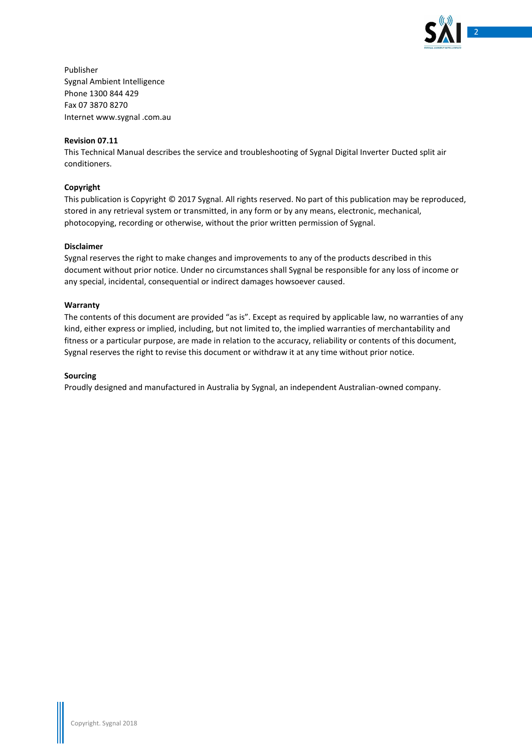Publisher
Sygnal Ambient Intelligence
Phone 1300 844 429
Fax 07 3870 8270
Internet www.sygnal .com.au

**Revision 07.11**

This Technical Manual describes the service and troubleshooting of Sygnal Digital Inverter Ducted split air conditioners.

**Copyright**

This publication is Copyright © 2017 Sygnal. All rights reserved. No part of this publication may be reproduced, stored in any retrieval system or transmitted, in any form or by any means, electronic, mechanical, photocopying, recording or otherwise, without the prior written permission of Sygnal.

**Disclaimer**

Sygnal reserves the right to make changes and improvements to any of the products described in this document without prior notice. Under no circumstances shall Sygnal be responsible for any loss of income or any special, incidental, consequential or indirect damages howsoever caused.

**Warranty**

The contents of this document are provided "as is". Except as required by applicable law, no warranties of any kind, either express or implied, including, but not limited to, the implied warranties of merchantability and fitness or a particular purpose, are made in relation to the accuracy, reliability or contents of this document, Sygnal reserves the right to revise this document or withdraw it at any time without prior notice.

**Sourcing**

Proudly designed and manufactured in Australia by Sygnal, an independent Australian-owned company.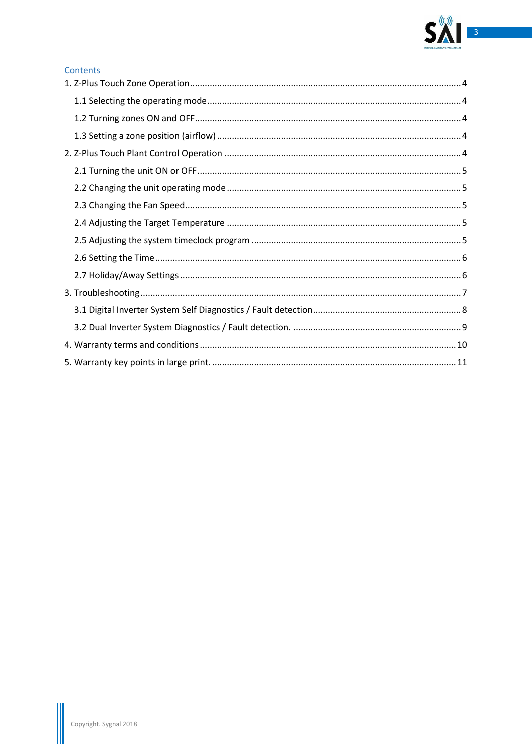## Contents

1. Z-Plus Touch Zone Operation ........ 4
   - 1.1 Selecting the operating mode ........ 4
   - 1.2 Turning zones ON and OFF ........ 4
   - 1.3 Setting a zone position (airflow) ........ 4
2. Z-Plus Touch Plant Control Operation ........ 4
   - 2.1 Turning the unit ON or OFF ........ 5
   - 2.2 Changing the unit operating mode ........ 5
   - 2.3 Changing the Fan Speed ........ 5
   - 2.4 Adjusting the Target Temperature ........ 5
   - 2.5 Adjusting the system timeclock program ........ 5
   - 2.6 Setting the Time ........ 6
   - 2.7 Holiday/Away Settings ........ 6
3. Troubleshooting ........ 7
   - 3.1 Digital Inverter System Self Diagnostics / Fault detection ........ 8
   - 3.2 Dual Inverter System Diagnostics / Fault detection. ........ 9
4. Warranty terms and conditions ........ 10
5. Warranty key points in large print. ........ 11

Copyright. Sygnal 2018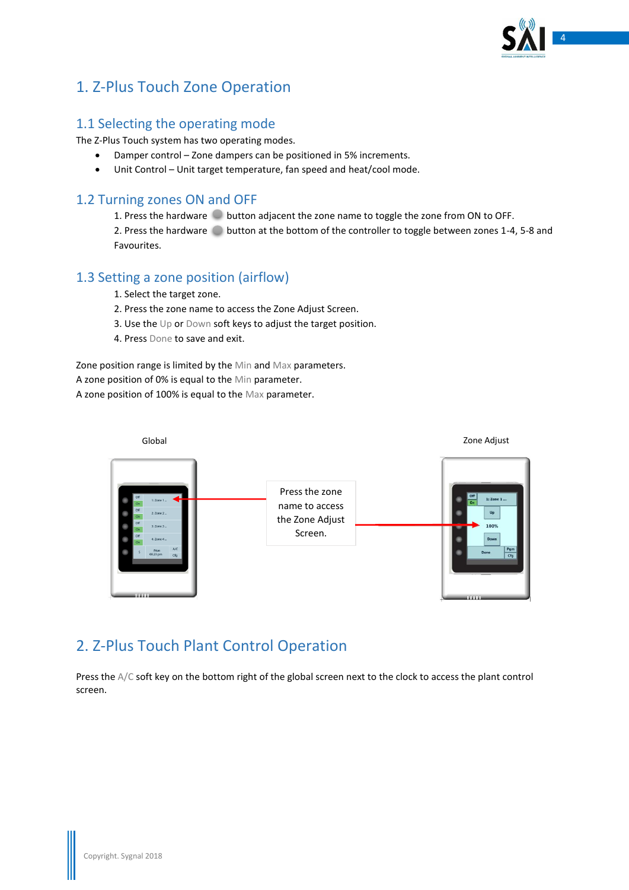# 1. Z-Plus Touch Zone Operation

## 1.1 Selecting the operating mode

The Z-Plus Touch system has two operating modes.

- Damper control – Zone dampers can be positioned in 5% increments.
- Unit Control – Unit target temperature, fan speed and heat/cool mode.

## 1.2 Turning zones ON and OFF

1. Press the hardware button adjacent the zone name to toggle the zone from ON to OFF.
2. Press the hardware button at the bottom of the controller to toggle between zones 1-4, 5-8 and Favourites.

## 1.3 Setting a zone position (airflow)

1. Select the target zone.
2. Press the zone name to access the Zone Adjust Screen.
3. Use the Up or Down soft keys to adjust the target position.
4. Press Done to save and exit.

Zone position range is limited by the Min and Max parameters.
A zone position of 0% is equal to the Min parameter.
A zone position of 100% is equal to the Max parameter.

Global

Press the zone name to access the Zone Adjust Screen.

Zone Adjust

# 2. Z-Plus Touch Plant Control Operation

Press the A/C soft key on the bottom right of the global screen next to the clock to access the plant control screen.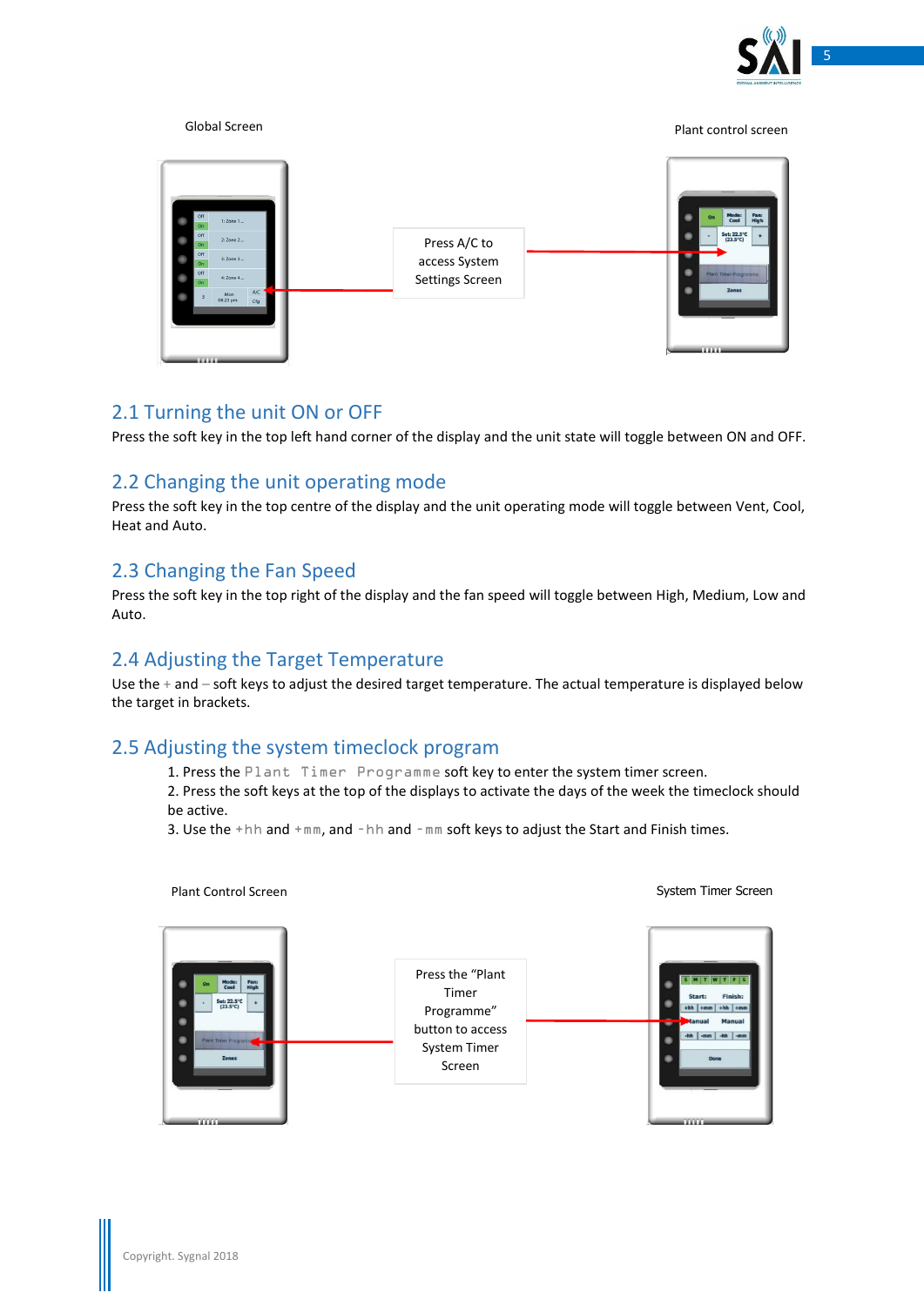Global Screen

Plant control screen

Press A/C to access System Settings Screen

## 2.1 Turning the unit ON or OFF

Press the soft key in the top left hand corner of the display and the unit state will toggle between ON and OFF.

## 2.2 Changing the unit operating mode

Press the soft key in the top centre of the display and the unit operating mode will toggle between Vent, Cool, Heat and Auto.

## 2.3 Changing the Fan Speed

Press the soft key in the top right of the display and the fan speed will toggle between High, Medium, Low and Auto.

## 2.4 Adjusting the Target Temperature

Use the + and – soft keys to adjust the desired target temperature. The actual temperature is displayed below the target in brackets.

## 2.5 Adjusting the system timeclock program

1. Press the `Plant Timer Programme` soft key to enter the system timer screen.
2. Press the soft keys at the top of the displays to activate the days of the week the timeclock should be active.
3. Use the `+hh` and `+mm`, and `-hh` and `-mm` soft keys to adjust the Start and Finish times.

Plant Control Screen

System Timer Screen

Press the "Plant Timer Programme" button to access System Timer Screen

Copyright. Sygnal 2018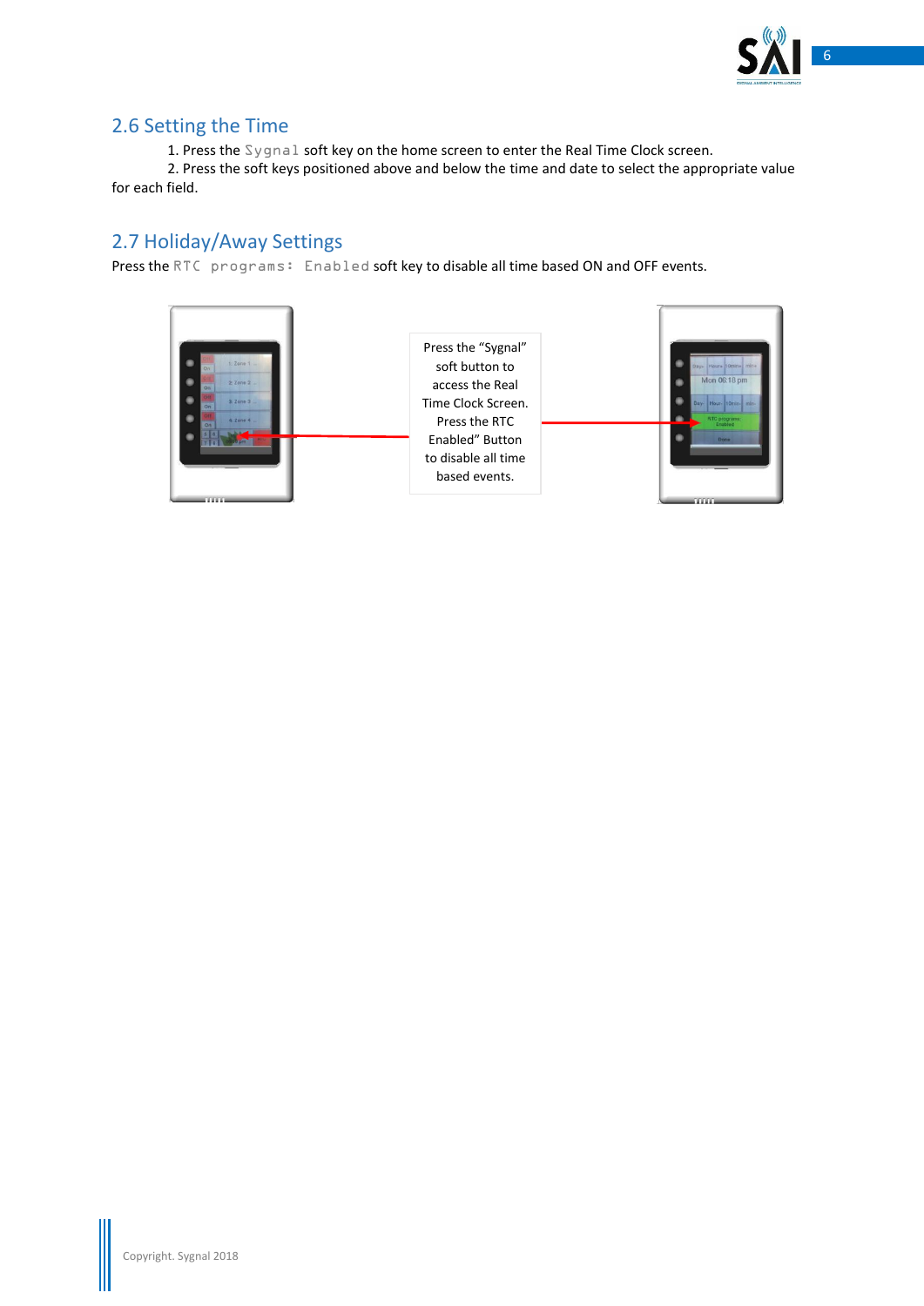## 2.6 Setting the Time

1. Press the `Sygnal` soft key on the home screen to enter the Real Time Clock screen.
2. Press the soft keys positioned above and below the time and date to select the appropriate value for each field.

## 2.7 Holiday/Away Settings

Press the `RTC programs: Enabled` soft key to disable all time based ON and OFF events.

Press the "Sygnal" soft button to access the Real Time Clock Screen. Press the RTC Enabled" Button to disable all time based events.

Copyright. Sygnal 2018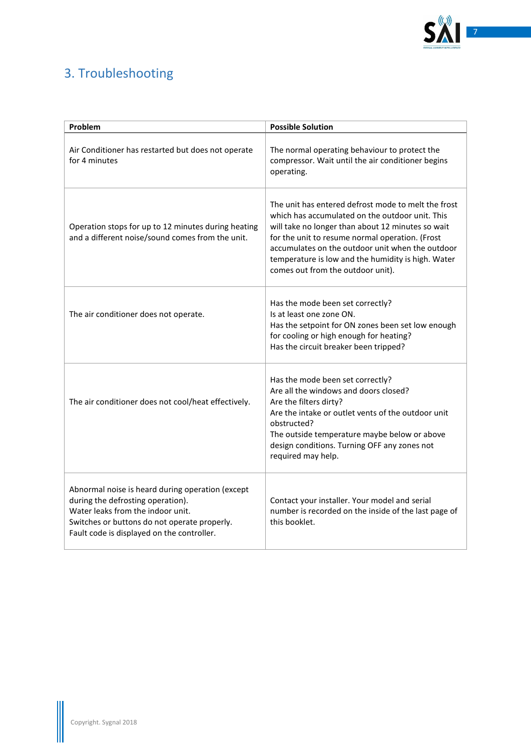## 3. Troubleshooting

| Problem | Possible Solution |
|---|---|
| Air Conditioner has restarted but does not operate for 4 minutes | The normal operating behaviour to protect the compressor. Wait until the air conditioner begins operating. |
| Operation stops for up to 12 minutes during heating and a different noise/sound comes from the unit. | The unit has entered defrost mode to melt the frost which has accumulated on the outdoor unit. This will take no longer than about 12 minutes so wait for the unit to resume normal operation. (Frost accumulates on the outdoor unit when the outdoor temperature is low and the humidity is high. Water comes out from the outdoor unit). |
| The air conditioner does not operate. | Has the mode been set correctly?<br>Is at least one zone ON.<br>Has the setpoint for ON zones been set low enough for cooling or high enough for heating?<br>Has the circuit breaker been tripped? |
| The air conditioner does not cool/heat effectively. | Has the mode been set correctly?<br>Are all the windows and doors closed?<br>Are the filters dirty?<br>Are the intake or outlet vents of the outdoor unit obstructed?<br>The outside temperature maybe below or above design conditions. Turning OFF any zones not required may help. |
| Abnormal noise is heard during operation (except during the defrosting operation).<br>Water leaks from the indoor unit.<br>Switches or buttons do not operate properly.<br>Fault code is displayed on the controller. | Contact your installer. Your model and serial number is recorded on the inside of the last page of this booklet. |

Copyright. Sygnal 2018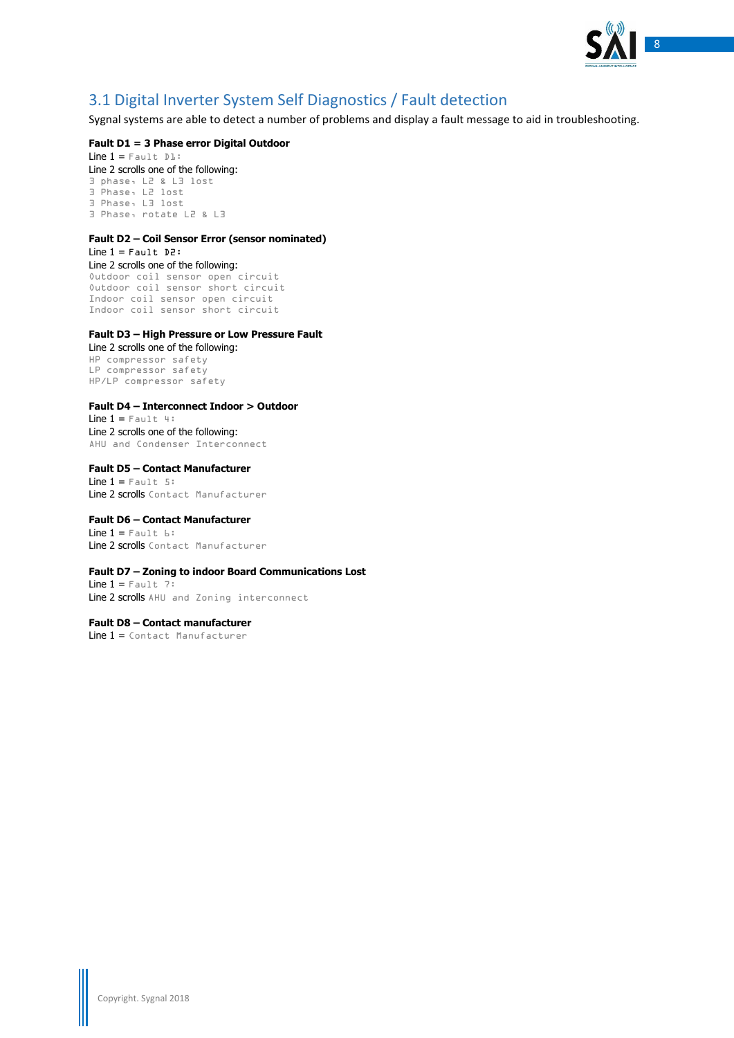## 3.1 Digital Inverter System Self Diagnostics / Fault detection

Sygnal systems are able to detect a number of problems and display a fault message to aid in troubleshooting.

**Fault D1 = 3 Phase error Digital Outdoor**

Line 1 = `Fault D1:`

Line 2 scrolls one of the following:

```
3 phase, L2 & L3 lost
3 Phase, L2 lost
3 Phase, L3 lost
3 Phase, rotate L2 & L3
```

**Fault D2 – Coil Sensor Error (sensor nominated)**

Line 1 = `Fault D2:`

Line 2 scrolls one of the following:

```
Outdoor coil sensor open circuit
Outdoor coil sensor short circuit
Indoor coil sensor open circuit
Indoor coil sensor short circuit
```

**Fault D3 – High Pressure or Low Pressure Fault**

Line 2 scrolls one of the following:

```
HP compressor safety
LP compressor safety
HP/LP compressor safety
```

**Fault D4 – Interconnect Indoor > Outdoor**

Line 1 = `Fault 4:`

Line 2 scrolls one of the following:

```
AHU and Condenser Interconnect
```

**Fault D5 – Contact Manufacturer**

Line 1 = `Fault 5:`

Line 2 scrolls `Contact Manufacturer`

**Fault D6 – Contact Manufacturer**

Line 1 = `Fault 6:`

Line 2 scrolls `Contact Manufacturer`

**Fault D7 – Zoning to indoor Board Communications Lost**

Line 1 = `Fault 7:`

Line 2 scrolls `AHU and Zoning interconnect`

**Fault D8 – Contact manufacturer**

Line 1 = `Contact Manufacturer`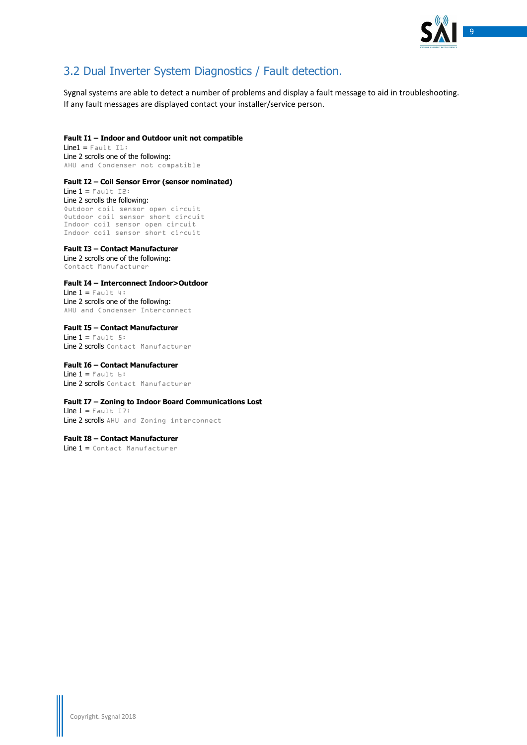## 3.2 Dual Inverter System Diagnostics / Fault detection.

Sygnal systems are able to detect a number of problems and display a fault message to aid in troubleshooting. If any fault messages are displayed contact your installer/service person.

**Fault I1 – Indoor and Outdoor unit not compatible**
Line1 = `Fault I1:`
Line 2 scrolls one of the following:
`AHU and Condenser not compatible`

**Fault I2 – Coil Sensor Error (sensor nominated)**
Line 1 = `Fault I2:`
Line 2 scrolls the following:
```
Outdoor coil sensor open circuit
Outdoor coil sensor short circuit
Indoor coil sensor open circuit
Indoor coil sensor short circuit
```

**Fault I3 – Contact Manufacturer**
Line 2 scrolls one of the following:
`Contact Manufacturer`

**Fault I4 – Interconnect Indoor>Outdoor**
Line 1 = `Fault 4:`
Line 2 scrolls one of the following:
`AHU and Condenser Interconnect`

**Fault I5 – Contact Manufacturer**
Line 1 = `Fault 5:`
Line 2 scrolls `Contact Manufacturer`

**Fault I6 – Contact Manufacturer**
Line 1 = `Fault 6:`
Line 2 scrolls `Contact Manufacturer`

**Fault I7 – Zoning to Indoor Board Communications Lost**
Line 1 = `Fault I7:`
Line 2 scrolls `AHU and Zoning interconnect`

**Fault I8 – Contact Manufacturer**
Line 1 = `Contact Manufacturer`

Copyright. Sygnal 2018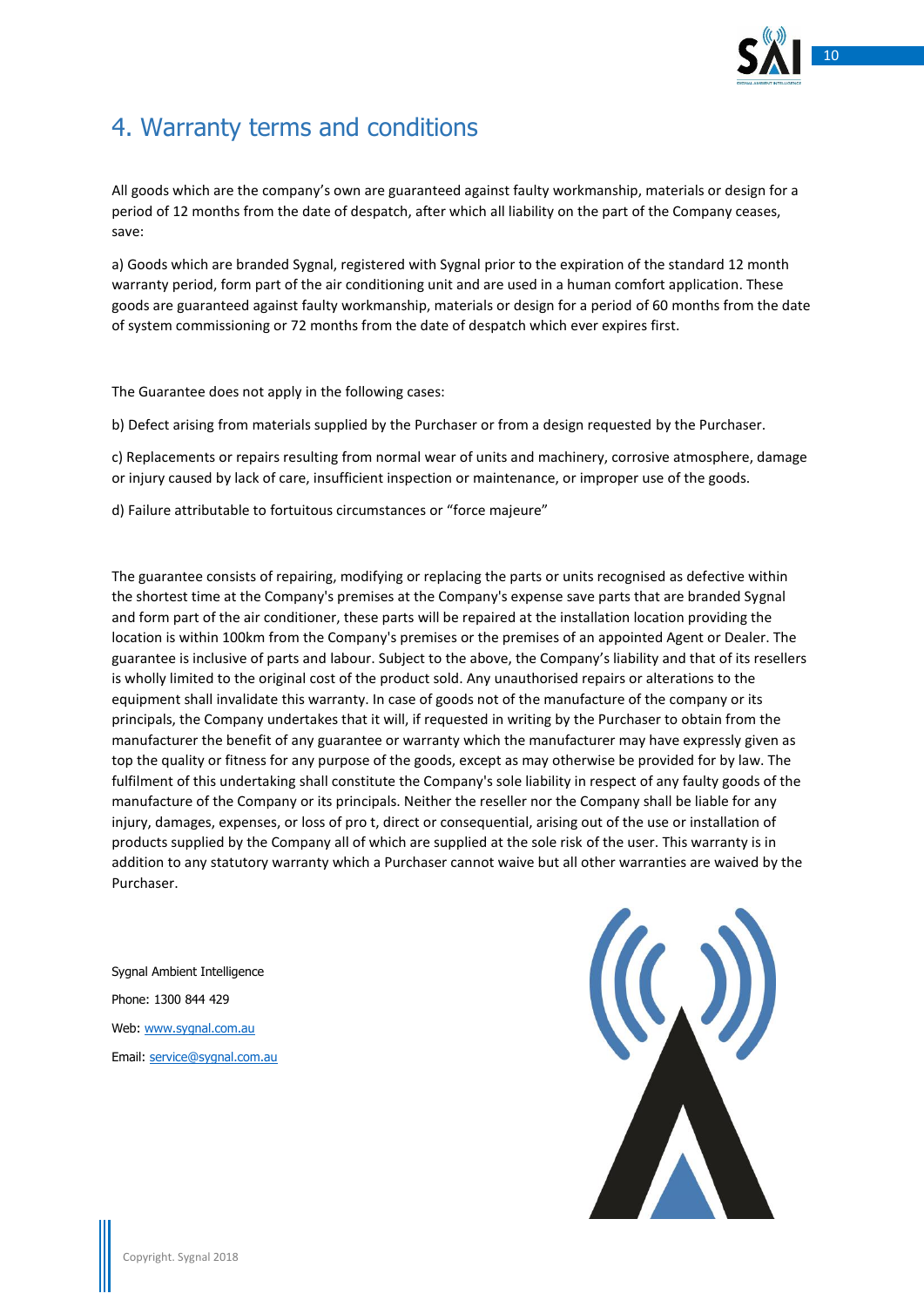# 4. Warranty terms and conditions

All goods which are the company's own are guaranteed against faulty workmanship, materials or design for a period of 12 months from the date of despatch, after which all liability on the part of the Company ceases, save:

a) Goods which are branded Sygnal, registered with Sygnal prior to the expiration of the standard 12 month warranty period, form part of the air conditioning unit and are used in a human comfort application. These goods are guaranteed against faulty workmanship, materials or design for a period of 60 months from the date of system commissioning or 72 months from the date of despatch which ever expires first.

The Guarantee does not apply in the following cases:

b) Defect arising from materials supplied by the Purchaser or from a design requested by the Purchaser.

c) Replacements or repairs resulting from normal wear of units and machinery, corrosive atmosphere, damage or injury caused by lack of care, insufficient inspection or maintenance, or improper use of the goods.

d) Failure attributable to fortuitous circumstances or "force majeure"

The guarantee consists of repairing, modifying or replacing the parts or units recognised as defective within the shortest time at the Company's premises at the Company's expense save parts that are branded Sygnal and form part of the air conditioner, these parts will be repaired at the installation location providing the location is within 100km from the Company's premises or the premises of an appointed Agent or Dealer. The guarantee is inclusive of parts and labour. Subject to the above, the Company's liability and that of its resellers is wholly limited to the original cost of the product sold. Any unauthorised repairs or alterations to the equipment shall invalidate this warranty. In case of goods not of the manufacture of the company or its principals, the Company undertakes that it will, if requested in writing by the Purchaser to obtain from the manufacturer the benefit of any guarantee or warranty which the manufacturer may have expressly given as top the quality or fitness for any purpose of the goods, except as may otherwise be provided for by law. The fulfilment of this undertaking shall constitute the Company's sole liability in respect of any faulty goods of the manufacture of the Company or its principals. Neither the reseller nor the Company shall be liable for any injury, damages, expenses, or loss of pro t, direct or consequential, arising out of the use or installation of products supplied by the Company all of which are supplied at the sole risk of the user. This warranty is in addition to any statutory warranty which a Purchaser cannot waive but all other warranties are waived by the Purchaser.

Sygnal Ambient Intelligence

Phone: 1300 844 429

Web: [www.sygnal.com.au](http://www.sygnal.com.au)

Email: [service@sygnal.com.au](mailto:service@sygnal.com.au)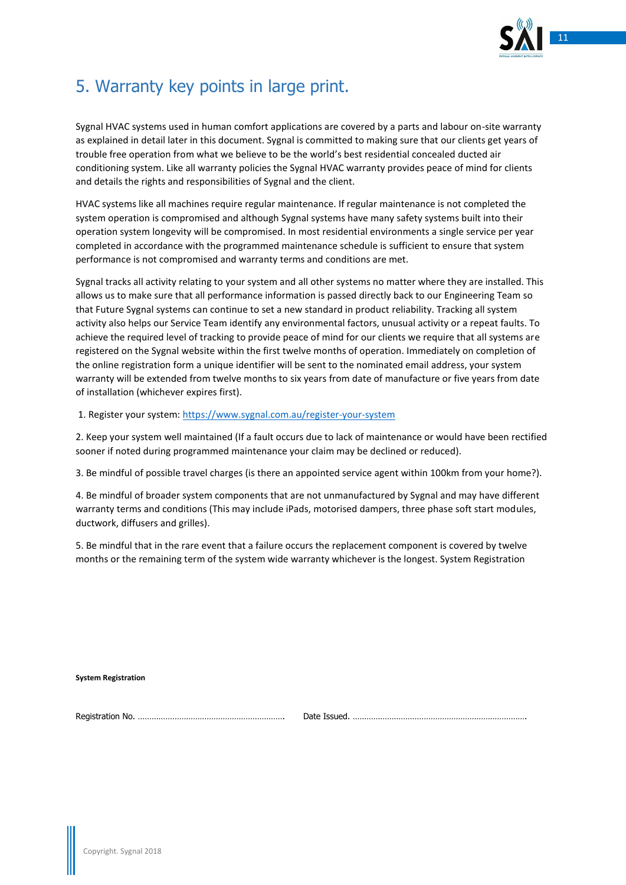# 5. Warranty key points in large print.

Sygnal HVAC systems used in human comfort applications are covered by a parts and labour on-site warranty as explained in detail later in this document. Sygnal is committed to making sure that our clients get years of trouble free operation from what we believe to be the world's best residential concealed ducted air conditioning system. Like all warranty policies the Sygnal HVAC warranty provides peace of mind for clients and details the rights and responsibilities of Sygnal and the client.

HVAC systems like all machines require regular maintenance. If regular maintenance is not completed the system operation is compromised and although Sygnal systems have many safety systems built into their operation system longevity will be compromised. In most residential environments a single service per year completed in accordance with the programmed maintenance schedule is sufficient to ensure that system performance is not compromised and warranty terms and conditions are met.

Sygnal tracks all activity relating to your system and all other systems no matter where they are installed. This allows us to make sure that all performance information is passed directly back to our Engineering Team so that Future Sygnal systems can continue to set a new standard in product reliability. Tracking all system activity also helps our Service Team identify any environmental factors, unusual activity or a repeat faults. To achieve the required level of tracking to provide peace of mind for our clients we require that all systems are registered on the Sygnal website within the first twelve months of operation. Immediately on completion of the online registration form a unique identifier will be sent to the nominated email address, your system warranty will be extended from twelve months to six years from date of manufacture or five years from date of installation (whichever expires first).

1. Register your system: https://www.sygnal.com.au/register-your-system

2. Keep your system well maintained (If a fault occurs due to lack of maintenance or would have been rectified sooner if noted during programmed maintenance your claim may be declined or reduced).

3. Be mindful of possible travel charges (is there an appointed service agent within 100km from your home?).

4. Be mindful of broader system components that are not unmanufactured by Sygnal and may have different warranty terms and conditions (This may include iPads, motorised dampers, three phase soft start modules, ductwork, diffusers and grilles).

5. Be mindful that in the rare event that a failure occurs the replacement component is covered by twelve months or the remaining term of the system wide warranty whichever is the longest. System Registration

**System Registration**

Registration No. ………………………………………………………. Date Issued. …………………………………………………………………